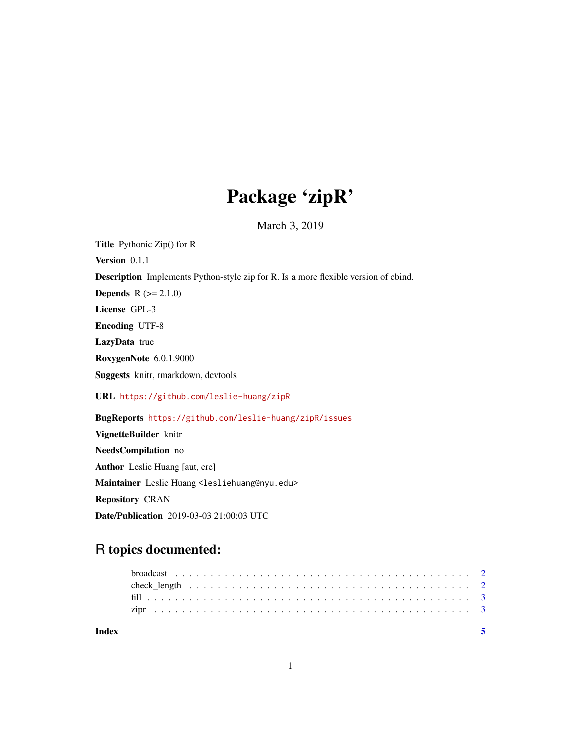# Package 'zipR'

March 3, 2019

**Title** Pythonic Zip() for R

**Version** 0.1.1

**Description** Implements Python-style zip for R. Is a more flexible version of cbind.

**Depends** R (>= 2.1.0)

**License** GPL-3

**Encoding** UTF-8

**LazyData** true

**RoxygenNote** 6.0.1.9000

**Suggests** knitr, rmarkdown, devtools

**URL** https://github.com/leslie-huang/zipR

**BugReports** https://github.com/leslie-huang/zipR/issues

**VignetteBuilder** knitr

**NeedsCompilation** no

**Author** Leslie Huang [aut, cre]

**Maintainer** Leslie Huang <lesliehuang@nyu.edu>

**Repository** CRAN

**Date/Publication** 2019-03-03 21:00:03 UTC

## R topics documented:

broadcast . . . . . . . . . . . . . . . . . . . . . . . . . . . . . . . . . . . . . . . . 2
check_length . . . . . . . . . . . . . . . . . . . . . . . . . . . . . . . . . . . . . . . 2
fill . . . . . . . . . . . . . . . . . . . . . . . . . . . . . . . . . . . . . . . . . . . . 3
zipr . . . . . . . . . . . . . . . . . . . . . . . . . . . . . . . . . . . . . . . . . . . 3

**Index** 5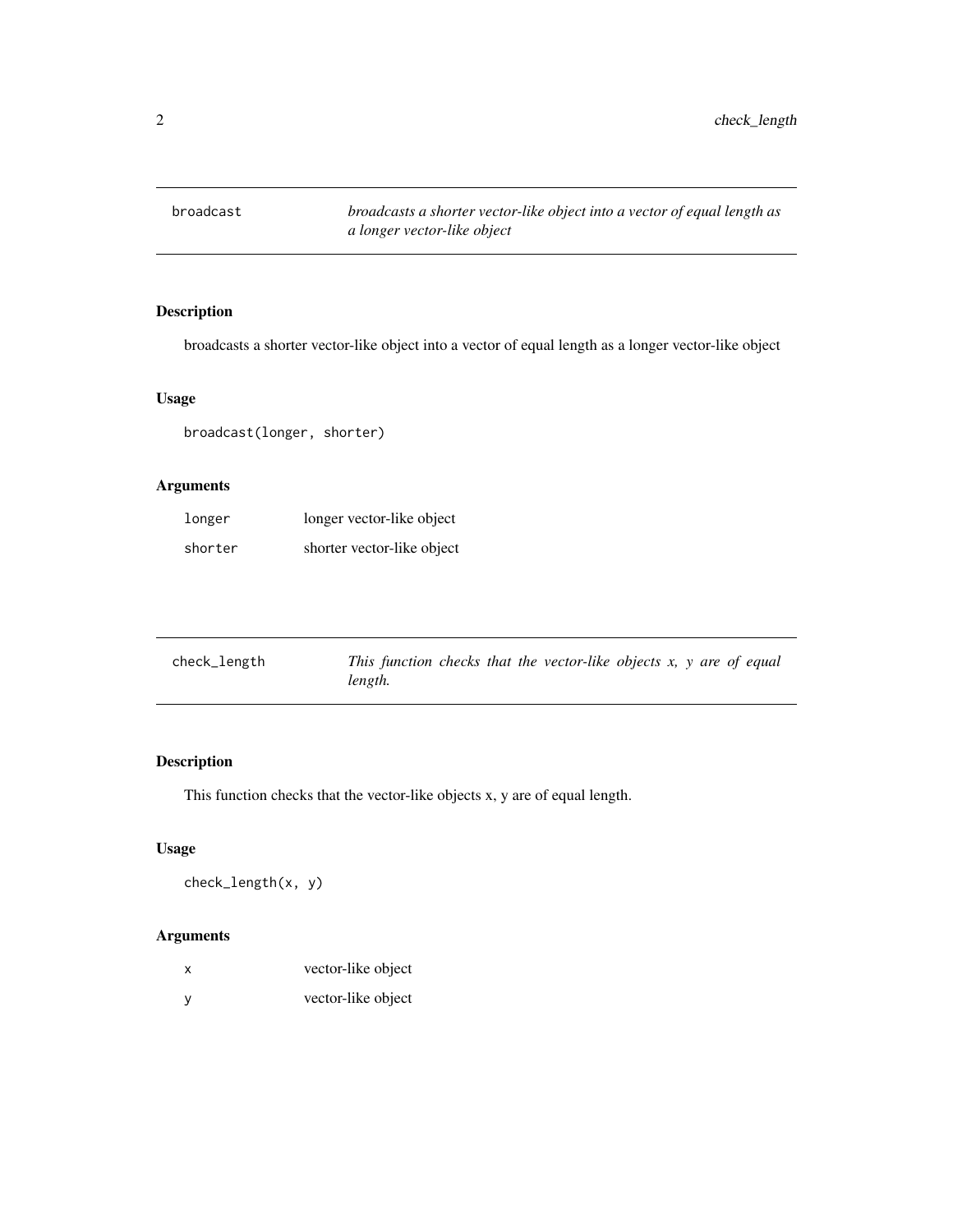## broadcast — *broadcasts a shorter vector-like object into a vector of equal length as a longer vector-like object*

### Description

broadcasts a shorter vector-like object into a vector of equal length as a longer vector-like object

### Usage

```
broadcast(longer, shorter)
```

### Arguments

| | |
|---|---|
| longer | longer vector-like object |
| shorter | shorter vector-like object |

## check_length — *This function checks that the vector-like objects x, y are of equal length.*

### Description

This function checks that the vector-like objects x, y are of equal length.

### Usage

```
check_length(x, y)
```

### Arguments

| | |
|---|---|
| x | vector-like object |
| y | vector-like object |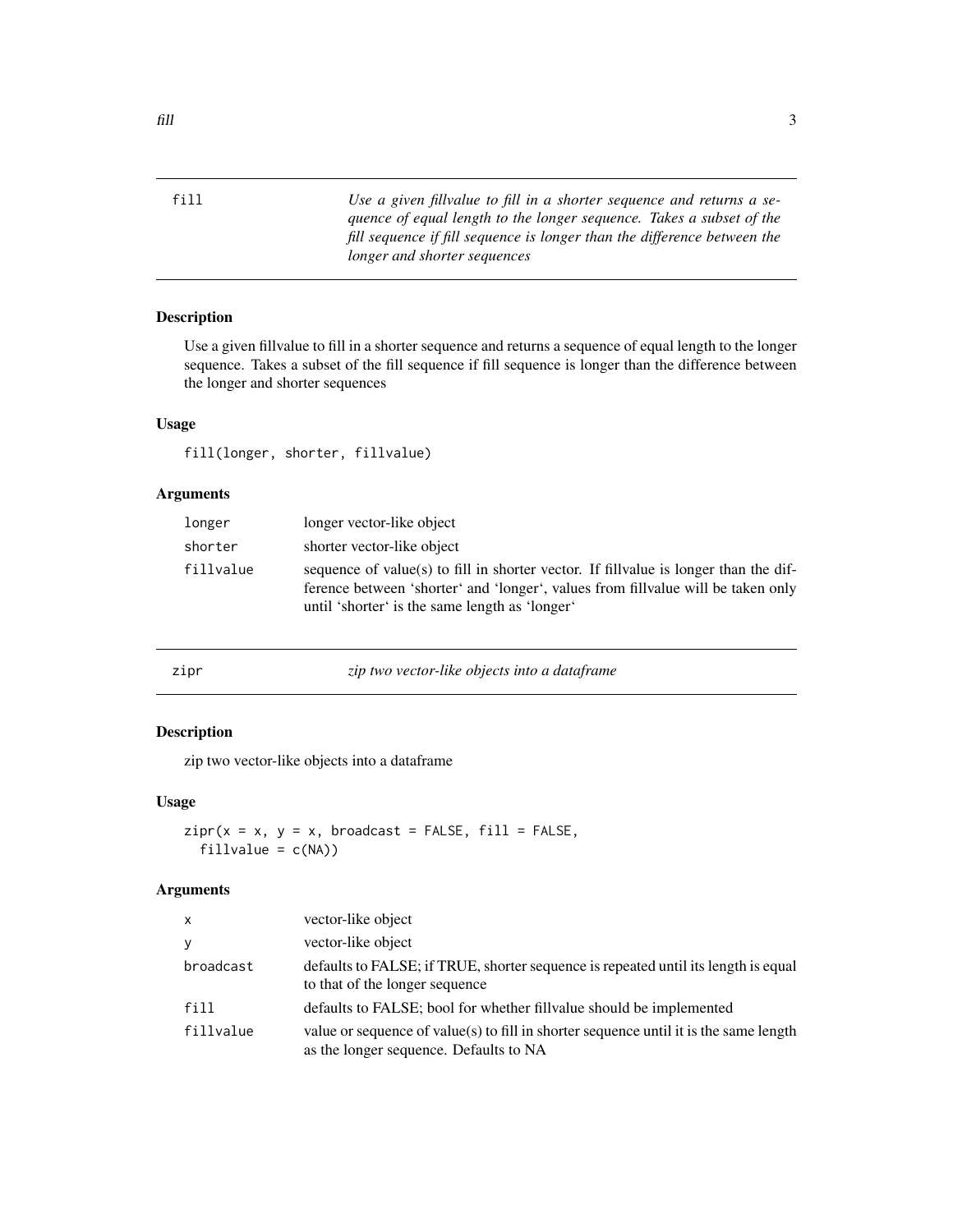## fill

*Use a given fillvalue to fill in a shorter sequence and returns a sequence of equal length to the longer sequence. Takes a subset of the fill sequence if fill sequence is longer than the difference between the longer and shorter sequences*

### Description

Use a given fillvalue to fill in a shorter sequence and returns a sequence of equal length to the longer sequence. Takes a subset of the fill sequence if fill sequence is longer than the difference between the longer and shorter sequences

### Usage

```
fill(longer, shorter, fillvalue)
```

### Arguments

| | |
|---|---|
| `longer` | longer vector-like object |
| `shorter` | shorter vector-like object |
| `fillvalue` | sequence of value(s) to fill in shorter vector. If fillvalue is longer than the difference between 'shorter' and 'longer', values from fillvalue will be taken only until 'shorter' is the same length as 'longer' |

## zipr

*zip two vector-like objects into a dataframe*

### Description

zip two vector-like objects into a dataframe

### Usage

```
zipr(x = x, y = x, broadcast = FALSE, fill = FALSE,
  fillvalue = c(NA))
```

### Arguments

| | |
|---|---|
| `x` | vector-like object |
| `y` | vector-like object |
| `broadcast` | defaults to FALSE; if TRUE, shorter sequence is repeated until its length is equal to that of the longer sequence |
| `fill` | defaults to FALSE; bool for whether fillvalue should be implemented |
| `fillvalue` | value or sequence of value(s) to fill in shorter sequence until it is the same length as the longer sequence. Defaults to NA |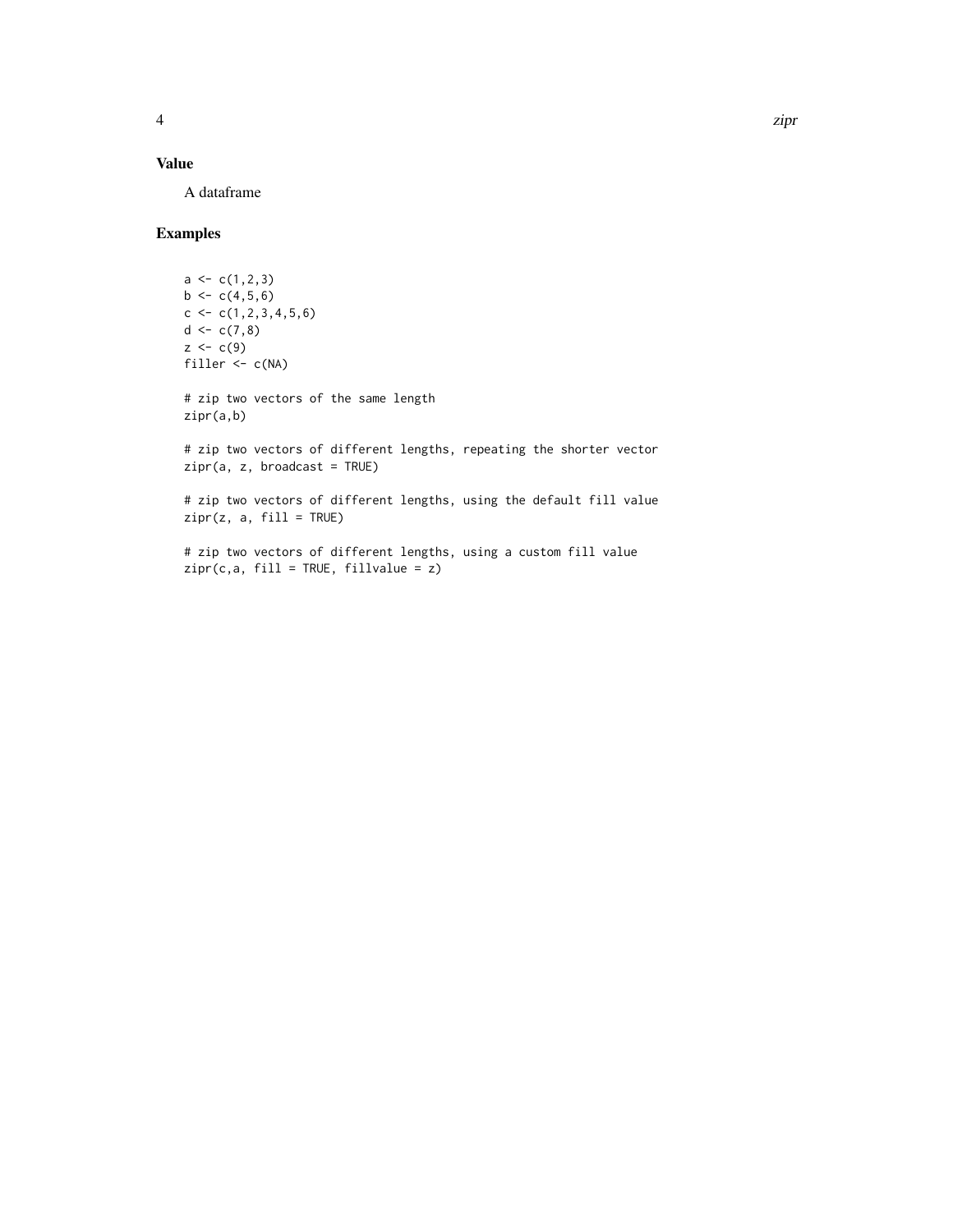### Value

A dataframe

### Examples

```
a <- c(1,2,3)
b <- c(4,5,6)
c <- c(1,2,3,4,5,6)
d <- c(7,8)
z <- c(9)
filler <- c(NA)

# zip two vectors of the same length
zipr(a,b)

# zip two vectors of different lengths, repeating the shorter vector
zipr(a, z, broadcast = TRUE)

# zip two vectors of different lengths, using the default fill value
zipr(z, a, fill = TRUE)

# zip two vectors of different lengths, using a custom fill value
zipr(c,a, fill = TRUE, fillvalue = z)
```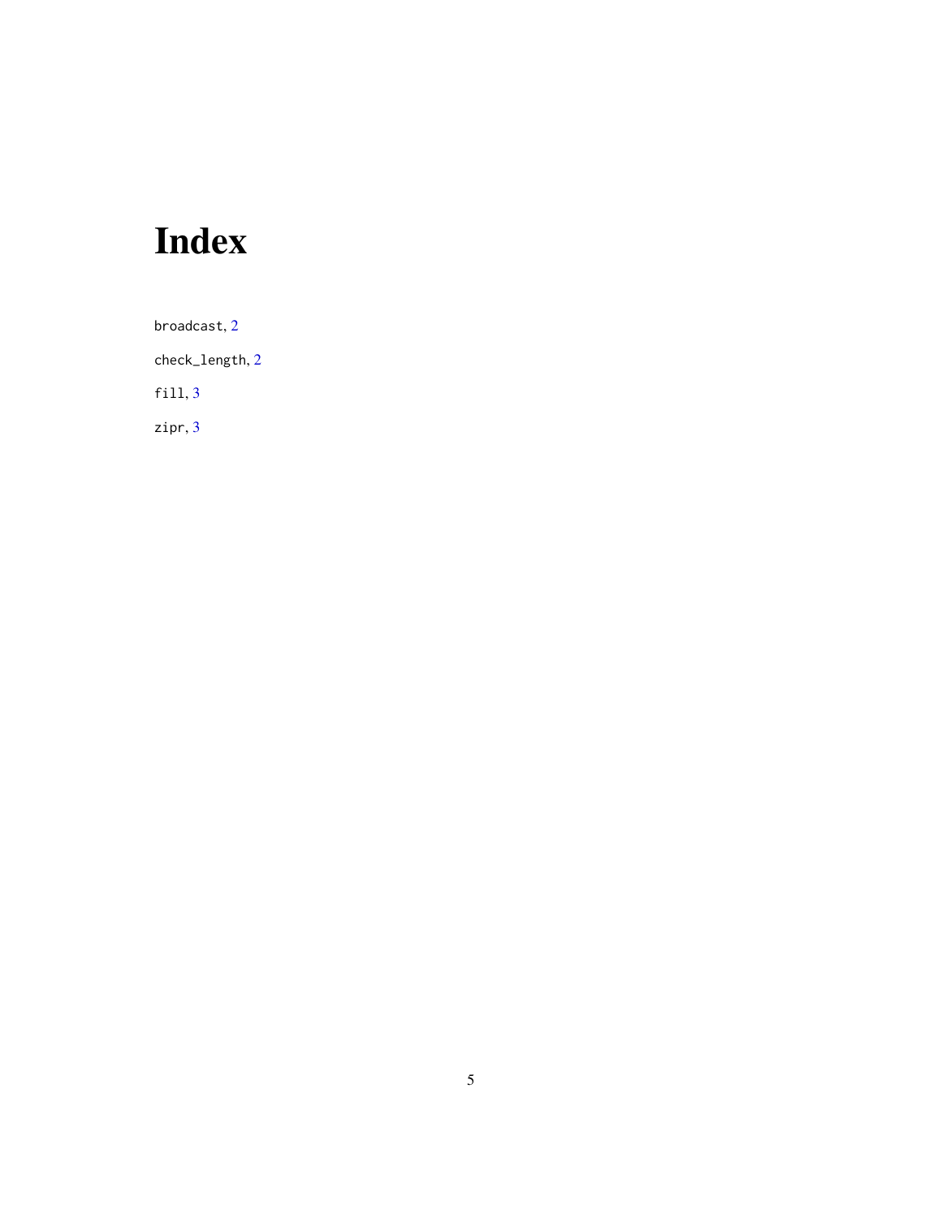# Index

broadcast, 2

check_length, 2

fill, 3

zipr, 3